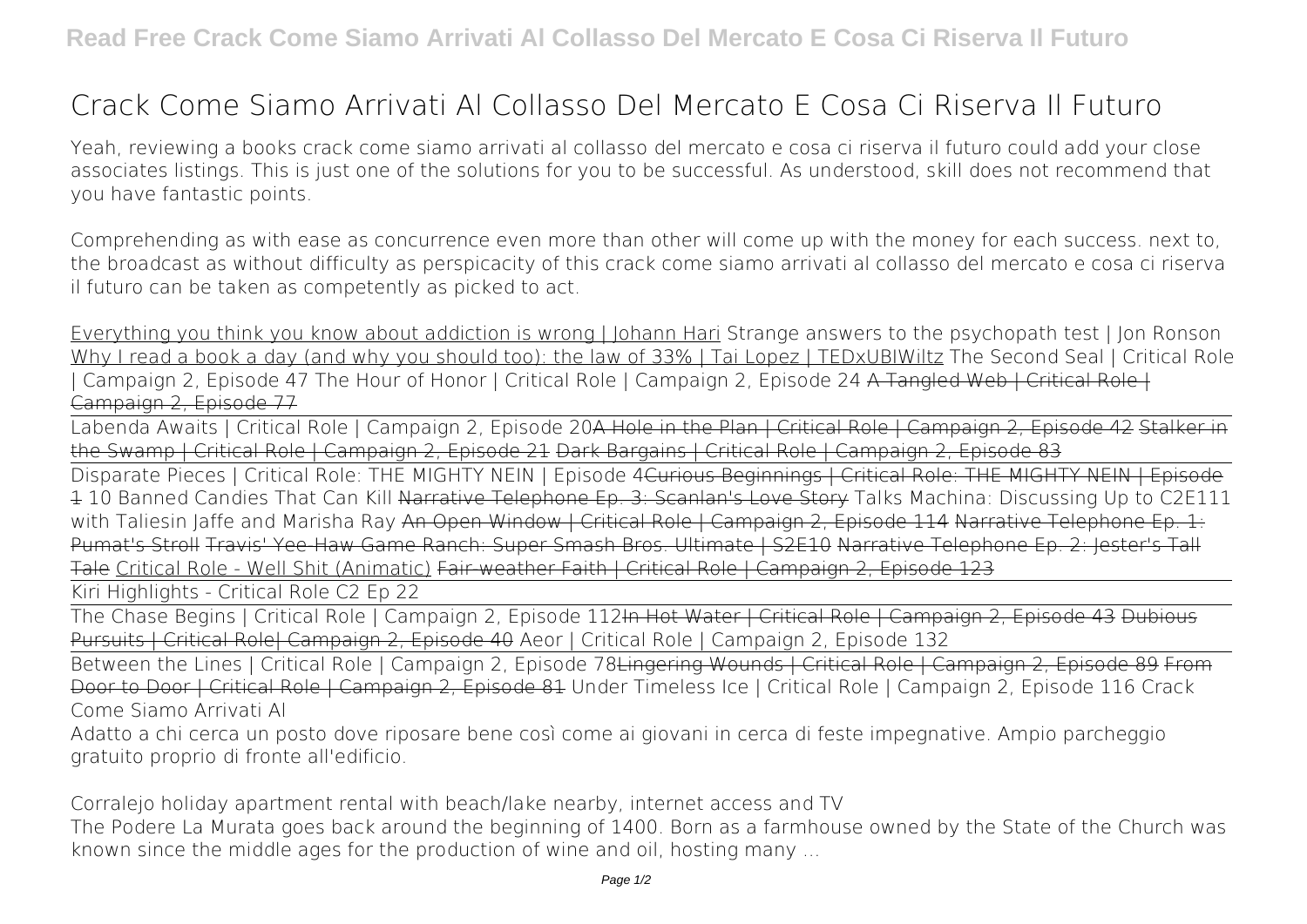# Crack Come Siamo Arrivati Al Collasso Del Mercato E Cosa Ci Riserva Il Futuro

Yeah, reviewing a books crack come siamo arrivati al collasso del mercato e cosa ci riserva il futuro could add your close associates listings. This is just one of the solutions for you to be successful. As understood, skill does not recommend that you have fantastic points.

Comprehending as with ease as concurrence even more than other will come up with the money for each success. next to, the broadcast as without difficulty as perspicacity of this crack come siamo arrivati al collasso del mercato e cosa ci riserva il futuro can be taken as competently as picked to act.

Everything you think you know about addiction is wrong | Johann Hari Strange answers to the psychopath test | Jon Ronson Why I read a book a day (and why you should too): the law of 33% | Tai Lopez | TEDxUBIWiltz The Second Seal | Critical Role | Campaign 2, Episode 47 The Hour of Honor | Critical Role | Campaign 2, Episode 24 ~~A Tangled Web | Critical Role | Campaign 2, Episode 77~~

Labenda Awaits | Critical Role | Campaign 2, Episode 20~~A Hole in the Plan | Critical Role | Campaign 2, Episode 42~~ ~~Stalker in the Swamp | Critical Role | Campaign 2, Episode 21~~ ~~Dark Bargains | Critical Role | Campaign 2, Episode 83~~

Disparate Pieces | Critical Role: THE MIGHTY NEIN | Episode 4~~Curious Beginnings | Critical Role: THE MIGHTY NEIN | Episode 1~~ 10 Banned Candies That Can Kill ~~Narrative Telephone Ep. 3: Scanlan's Love Story~~ Talks Machina: Discussing Up to C2E111 with Taliesin Jaffe and Marisha Ray ~~An Open Window | Critical Role | Campaign 2, Episode 114~~ ~~Narrative Telephone Ep. 1: Pumat's Stroll~~ ~~Travis' Yee-Haw Game Ranch: Super Smash Bros. Ultimate | S2E10~~ ~~Narrative Telephone Ep. 2: Jester's Tall Tale~~ Critical Role - Well Shit (Animatic) ~~Fair-weather Faith | Critical Role | Campaign 2, Episode 123~~

Kiri Highlights - Critical Role C2 Ep 22

The Chase Begins | Critical Role | Campaign 2, Episode 112~~In Hot Water | Critical Role | Campaign 2, Episode 43~~ ~~Dubious Pursuits | Critical Role| Campaign 2, Episode 40~~ Aeor | Critical Role | Campaign 2, Episode 132

Between the Lines | Critical Role | Campaign 2, Episode 78~~Lingering Wounds | Critical Role | Campaign 2, Episode 89~~ ~~From Door to Door | Critical Role | Campaign 2, Episode 81~~ Under Timeless Ice | Critical Role | Campaign 2, Episode 116 Crack Come Siamo Arrivati Al

Adatto a chi cerca un posto dove riposare bene così come ai giovani in cerca di feste impegnative. Ampio parcheggio gratuito proprio di fronte all'edificio.

Corralejo holiday apartment rental with beach/lake nearby, internet access and TV

The Podere La Murata goes back around the beginning of 1400. Born as a farmhouse owned by the State of the Church was known since the middle ages for the production of wine and oil, hosting many ...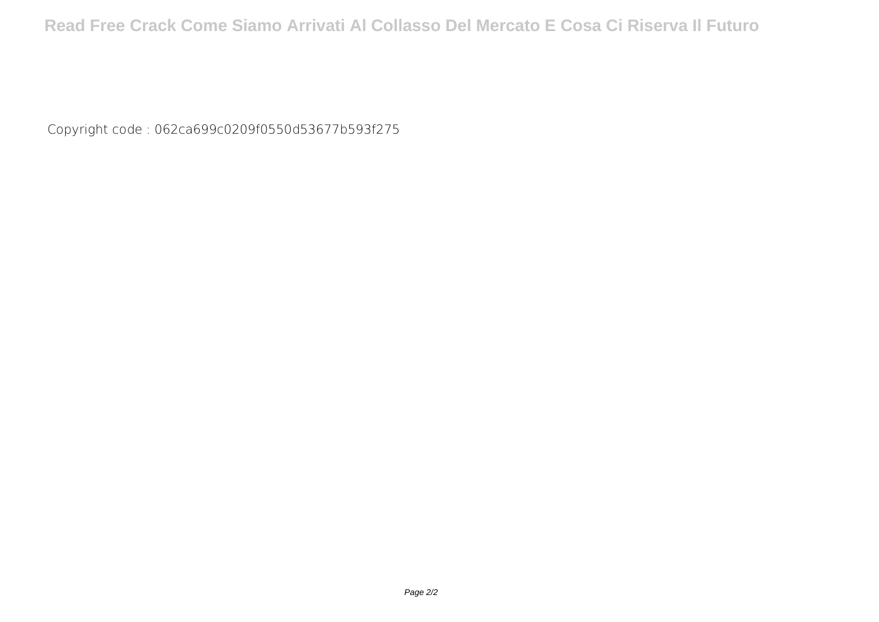Copyright code : 062ca699c0209f0550d53677b593f275